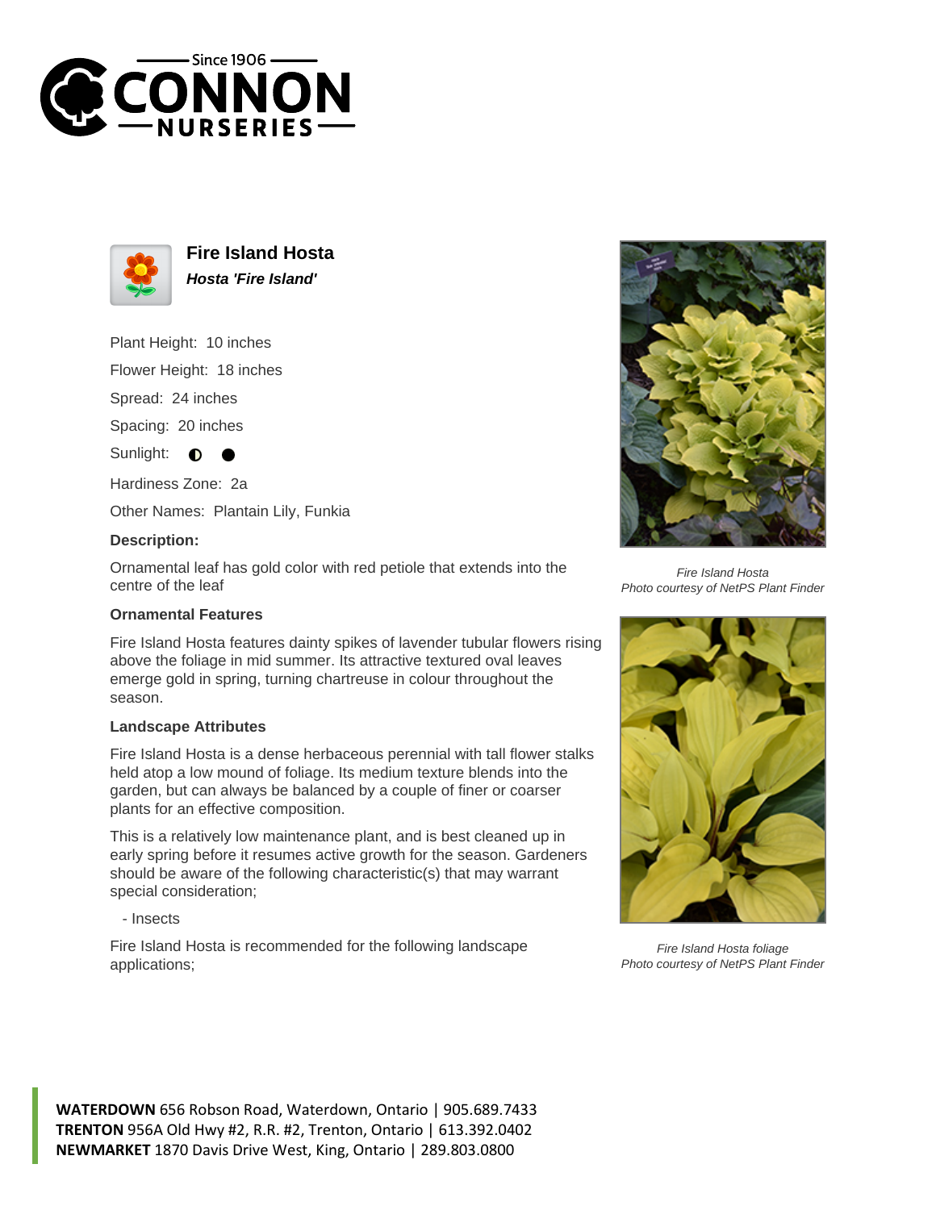# Fire Island Hosta

***Hosta 'Fire Island'***

Plant Height: 10 inches

Flower Height: 18 inches

Spread: 24 inches

Spacing: 20 inches

Sunlight: ◐ ●

Hardiness Zone: 2a

Other Names: Plantain Lily, Funkia

**Description:**

Ornamental leaf has gold color with red petiole that extends into the centre of the leaf

### Ornamental Features

Fire Island Hosta features dainty spikes of lavender tubular flowers rising above the foliage in mid summer. Its attractive textured oval leaves emerge gold in spring, turning chartreuse in colour throughout the season.

### Landscape Attributes

Fire Island Hosta is a dense herbaceous perennial with tall flower stalks held atop a low mound of foliage. Its medium texture blends into the garden, but can always be balanced by a couple of finer or coarser plants for an effective composition.

This is a relatively low maintenance plant, and is best cleaned up in early spring before it resumes active growth for the season. Gardeners should be aware of the following characteristic(s) that may warrant special consideration;

- Insects

Fire Island Hosta is recommended for the following landscape applications;

*Fire Island Hosta*
*Photo courtesy of NetPS Plant Finder*

*Fire Island Hosta foliage*
*Photo courtesy of NetPS Plant Finder*

**WATERDOWN** 656 Robson Road, Waterdown, Ontario | 905.689.7433
**TRENTON** 956A Old Hwy #2, R.R. #2, Trenton, Ontario | 613.392.0402
**NEWMARKET** 1870 Davis Drive West, King, Ontario | 289.803.0800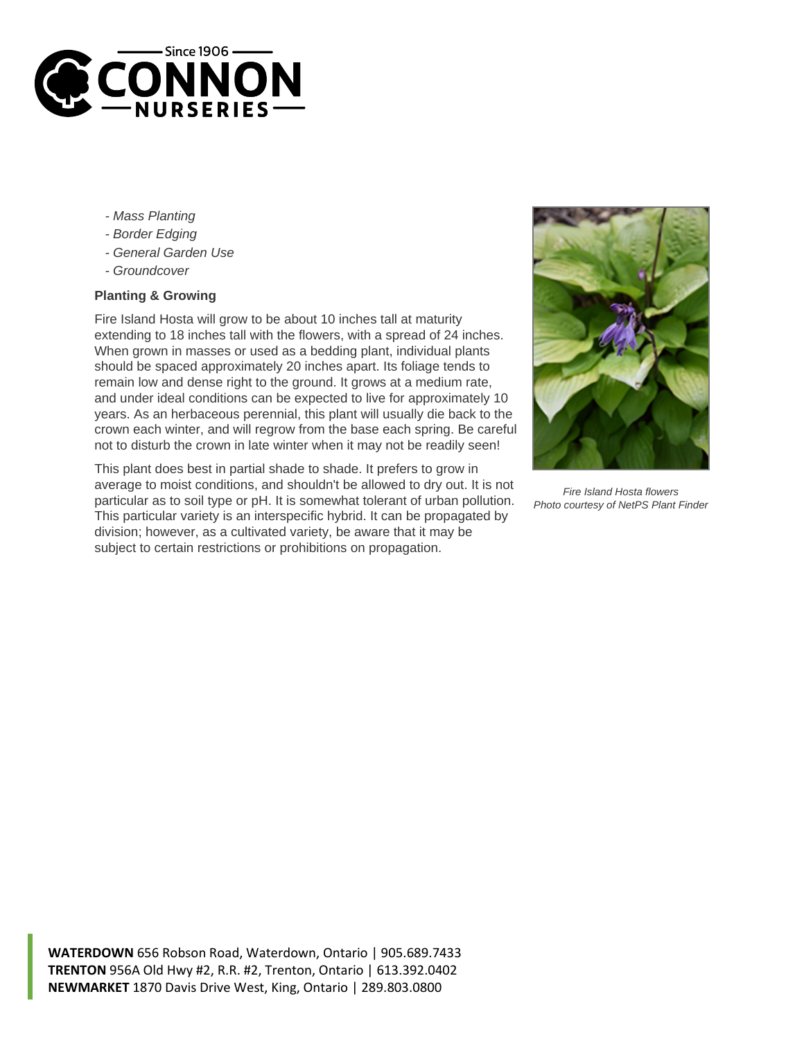- *Mass Planting*
- *Border Edging*
- *General Garden Use*
- *Groundcover*

**Planting & Growing**

Fire Island Hosta will grow to be about 10 inches tall at maturity extending to 18 inches tall with the flowers, with a spread of 24 inches. When grown in masses or used as a bedding plant, individual plants should be spaced approximately 20 inches apart. Its foliage tends to remain low and dense right to the ground. It grows at a medium rate, and under ideal conditions can be expected to live for approximately 10 years. As an herbaceous perennial, this plant will usually die back to the crown each winter, and will regrow from the base each spring. Be careful not to disturb the crown in late winter when it may not be readily seen!

This plant does best in partial shade to shade. It prefers to grow in average to moist conditions, and shouldn't be allowed to dry out. It is not particular as to soil type or pH. It is somewhat tolerant of urban pollution. This particular variety is an interspecific hybrid. It can be propagated by division; however, as a cultivated variety, be aware that it may be subject to certain restrictions or prohibitions on propagation.

*Fire Island Hosta flowers*
*Photo courtesy of NetPS Plant Finder*

**WATERDOWN** 656 Robson Road, Waterdown, Ontario | 905.689.7433
**TRENTON** 956A Old Hwy #2, R.R. #2, Trenton, Ontario | 613.392.0402
**NEWMARKET** 1870 Davis Drive West, King, Ontario | 289.803.0800